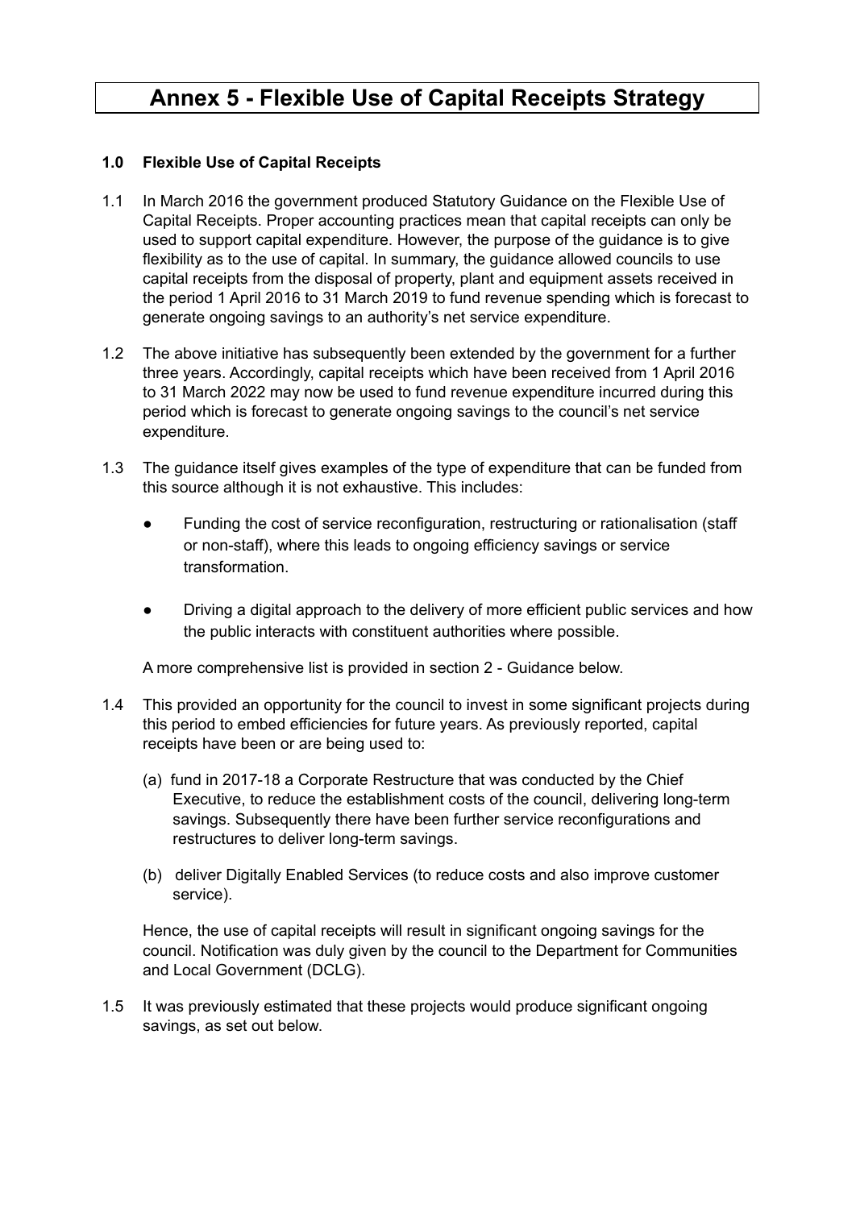# Annex 5 - Flexible Use of Capital Receipts Strategy

**1.0 Flexible Use of Capital Receipts**

1.1 In March 2016 the government produced Statutory Guidance on the Flexible Use of Capital Receipts. Proper accounting practices mean that capital receipts can only be used to support capital expenditure. However, the purpose of the guidance is to give flexibility as to the use of capital. In summary, the guidance allowed councils to use capital receipts from the disposal of property, plant and equipment assets received in the period 1 April 2016 to 31 March 2019 to fund revenue spending which is forecast to generate ongoing savings to an authority's net service expenditure.

1.2 The above initiative has subsequently been extended by the government for a further three years. Accordingly, capital receipts which have been received from 1 April 2016 to 31 March 2022 may now be used to fund revenue expenditure incurred during this period which is forecast to generate ongoing savings to the council's net service expenditure.

1.3 The guidance itself gives examples of the type of expenditure that can be funded from this source although it is not exhaustive. This includes:

- Funding the cost of service reconfiguration, restructuring or rationalisation (staff or non-staff), where this leads to ongoing efficiency savings or service transformation.
- Driving a digital approach to the delivery of more efficient public services and how the public interacts with constituent authorities where possible.

A more comprehensive list is provided in section 2 - Guidance below.

1.4 This provided an opportunity for the council to invest in some significant projects during this period to embed efficiencies for future years. As previously reported, capital receipts have been or are being used to:

(a) fund in 2017-18 a Corporate Restructure that was conducted by the Chief Executive, to reduce the establishment costs of the council, delivering long-term savings. Subsequently there have been further service reconfigurations and restructures to deliver long-term savings.

(b) deliver Digitally Enabled Services (to reduce costs and also improve customer service).

Hence, the use of capital receipts will result in significant ongoing savings for the council. Notification was duly given by the council to the Department for Communities and Local Government (DCLG).

1.5 It was previously estimated that these projects would produce significant ongoing savings, as set out below.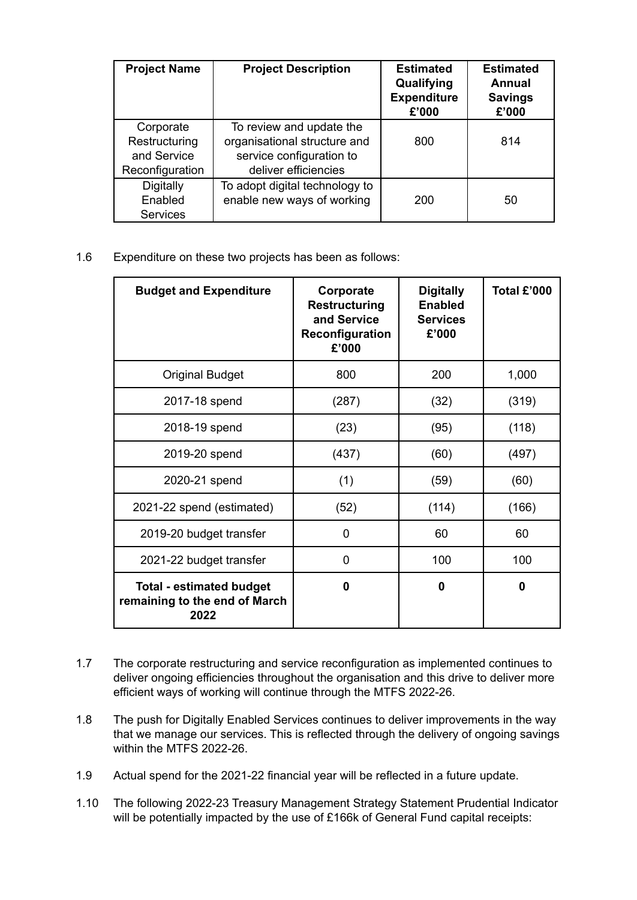| Project Name | Project Description | Estimated Qualifying Expenditure £'000 | Estimated Annual Savings £'000 |
|---|---|---|---|
| Corporate Restructuring and Service Reconfiguration | To review and update the organisational structure and service configuration to deliver efficiencies | 800 | 814 |
| Digitally Enabled Services | To adopt digital technology to enable new ways of working | 200 | 50 |

1.6 Expenditure on these two projects has been as follows:

| Budget and Expenditure | Corporate Restructuring and Service Reconfiguration £'000 | Digitally Enabled Services £'000 | Total £'000 |
|---|---|---|---|
| Original Budget | 800 | 200 | 1,000 |
| 2017-18 spend | (287) | (32) | (319) |
| 2018-19 spend | (23) | (95) | (118) |
| 2019-20 spend | (437) | (60) | (497) |
| 2020-21 spend | (1) | (59) | (60) |
| 2021-22 spend (estimated) | (52) | (114) | (166) |
| 2019-20 budget transfer | 0 | 60 | 60 |
| 2021-22 budget transfer | 0 | 100 | 100 |
| **Total - estimated budget remaining to the end of March 2022** | **0** | **0** | **0** |

1.7 The corporate restructuring and service reconfiguration as implemented continues to deliver ongoing efficiencies throughout the organisation and this drive to deliver more efficient ways of working will continue through the MTFS 2022-26.

1.8 The push for Digitally Enabled Services continues to deliver improvements in the way that we manage our services. This is reflected through the delivery of ongoing savings within the MTFS 2022-26.

1.9 Actual spend for the 2021-22 financial year will be reflected in a future update.

1.10 The following 2022-23 Treasury Management Strategy Statement Prudential Indicator will be potentially impacted by the use of £166k of General Fund capital receipts: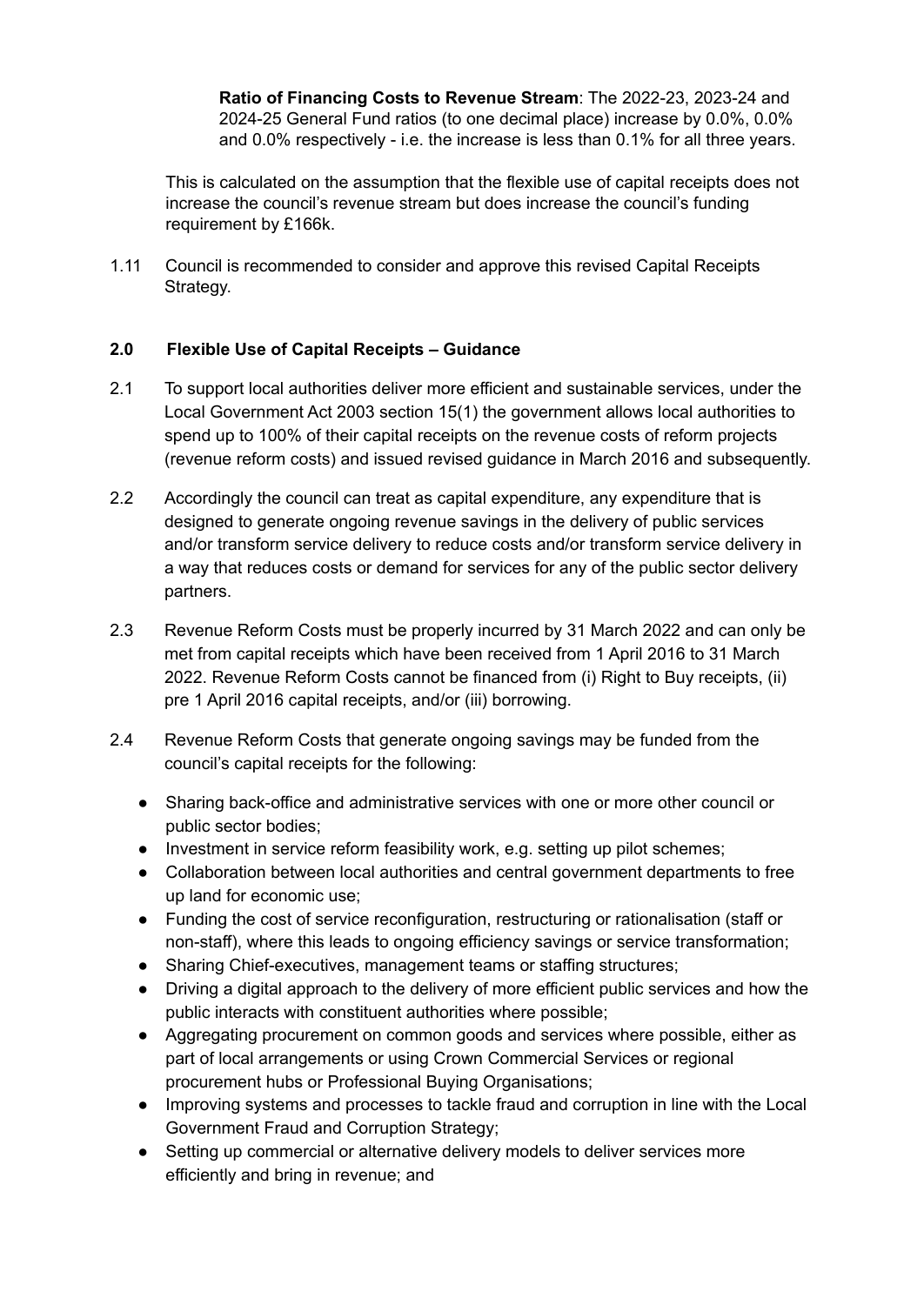**Ratio of Financing Costs to Revenue Stream**: The 2022-23, 2023-24 and 2024-25 General Fund ratios (to one decimal place) increase by 0.0%, 0.0% and 0.0% respectively - i.e. the increase is less than 0.1% for all three years.

This is calculated on the assumption that the flexible use of capital receipts does not increase the council's revenue stream but does increase the council's funding requirement by £166k.

1.11 Council is recommended to consider and approve this revised Capital Receipts Strategy.

## 2.0 Flexible Use of Capital Receipts – Guidance

2.1 To support local authorities deliver more efficient and sustainable services, under the Local Government Act 2003 section 15(1) the government allows local authorities to spend up to 100% of their capital receipts on the revenue costs of reform projects (revenue reform costs) and issued revised guidance in March 2016 and subsequently.

2.2 Accordingly the council can treat as capital expenditure, any expenditure that is designed to generate ongoing revenue savings in the delivery of public services and/or transform service delivery to reduce costs and/or transform service delivery in a way that reduces costs or demand for services for any of the public sector delivery partners.

2.3 Revenue Reform Costs must be properly incurred by 31 March 2022 and can only be met from capital receipts which have been received from 1 April 2016 to 31 March 2022. Revenue Reform Costs cannot be financed from (i) Right to Buy receipts, (ii) pre 1 April 2016 capital receipts, and/or (iii) borrowing.

2.4 Revenue Reform Costs that generate ongoing savings may be funded from the council's capital receipts for the following:

- Sharing back-office and administrative services with one or more other council or public sector bodies;
- Investment in service reform feasibility work, e.g. setting up pilot schemes;
- Collaboration between local authorities and central government departments to free up land for economic use;
- Funding the cost of service reconfiguration, restructuring or rationalisation (staff or non-staff), where this leads to ongoing efficiency savings or service transformation;
- Sharing Chief-executives, management teams or staffing structures;
- Driving a digital approach to the delivery of more efficient public services and how the public interacts with constituent authorities where possible;
- Aggregating procurement on common goods and services where possible, either as part of local arrangements or using Crown Commercial Services or regional procurement hubs or Professional Buying Organisations;
- Improving systems and processes to tackle fraud and corruption in line with the Local Government Fraud and Corruption Strategy;
- Setting up commercial or alternative delivery models to deliver services more efficiently and bring in revenue; and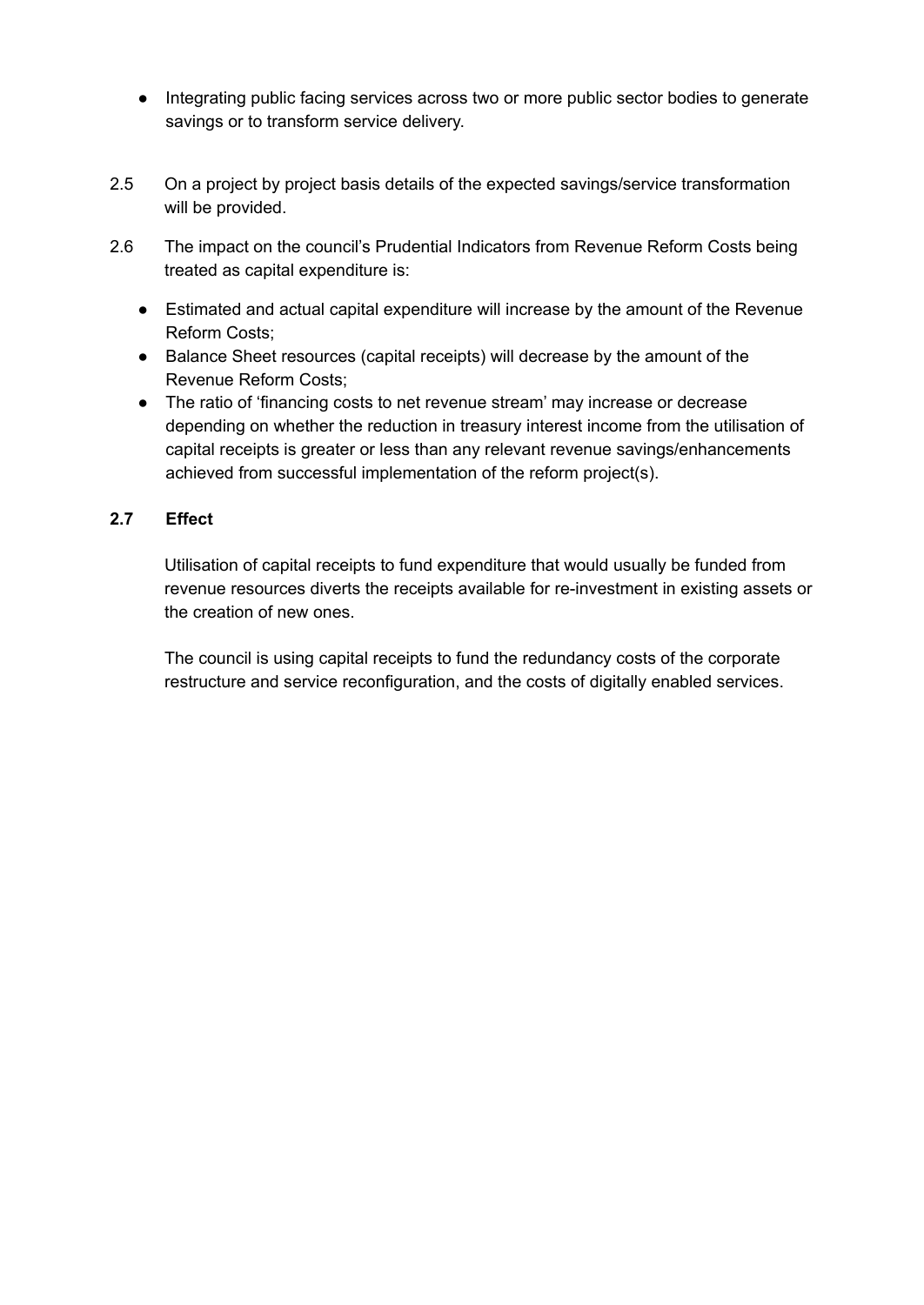- Integrating public facing services across two or more public sector bodies to generate savings or to transform service delivery.

2.5 On a project by project basis details of the expected savings/service transformation will be provided.

2.6 The impact on the council's Prudential Indicators from Revenue Reform Costs being treated as capital expenditure is:

- Estimated and actual capital expenditure will increase by the amount of the Revenue Reform Costs;
- Balance Sheet resources (capital receipts) will decrease by the amount of the Revenue Reform Costs;
- The ratio of 'financing costs to net revenue stream' may increase or decrease depending on whether the reduction in treasury interest income from the utilisation of capital receipts is greater or less than any relevant revenue savings/enhancements achieved from successful implementation of the reform project(s).

**2.7 Effect**

Utilisation of capital receipts to fund expenditure that would usually be funded from revenue resources diverts the receipts available for re-investment in existing assets or the creation of new ones.

The council is using capital receipts to fund the redundancy costs of the corporate restructure and service reconfiguration, and the costs of digitally enabled services.